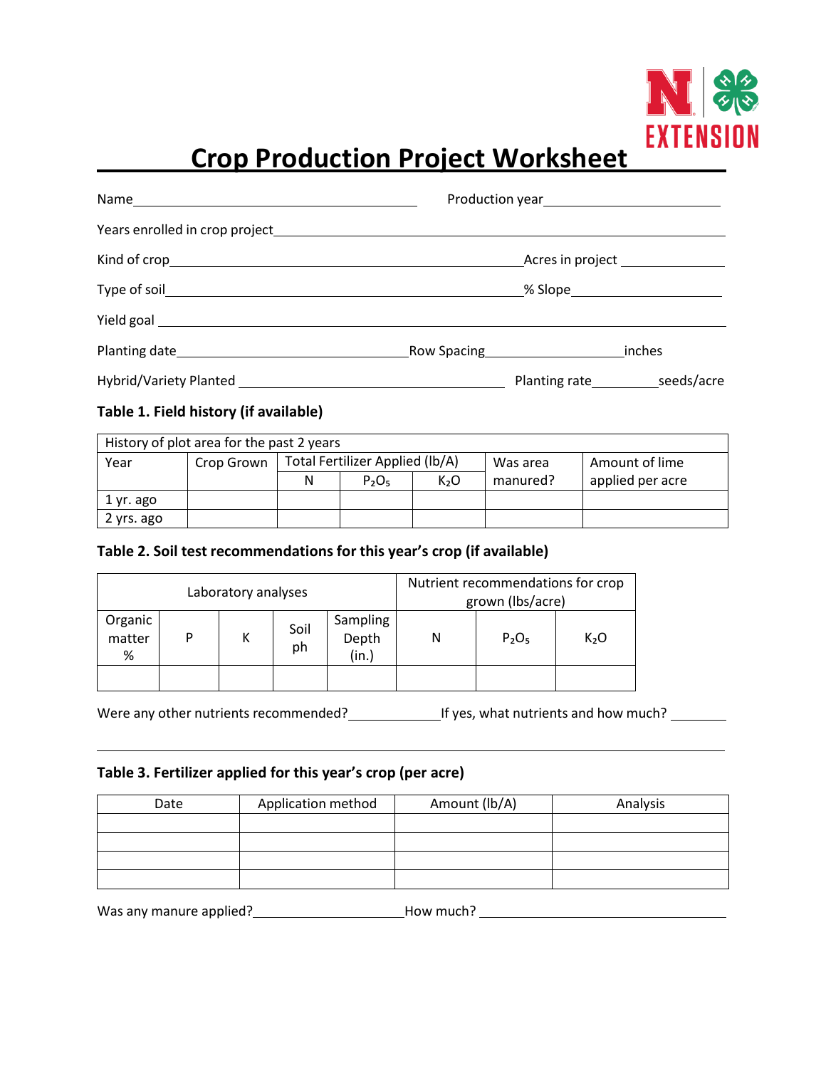# Crop Production Project Worksheet

Name\_\_\_\_\_\_\_\_\_\_\_\_\_\_\_\_\_\_\_\_\_\_\_\_\_\_\_\_\_\_\_\_\_\_\_\_ Production year\_\_\_\_\_\_\_\_\_\_\_\_\_\_\_\_\_\_\_\_\_\_

Years enrolled in crop project\_\_\_\_\_\_\_\_\_\_\_\_\_\_\_\_\_\_\_\_\_\_\_\_\_\_\_\_\_\_\_\_\_\_\_\_\_\_\_\_\_\_\_\_\_\_\_\_\_\_\_\_

Kind of crop\_\_\_\_\_\_\_\_\_\_\_\_\_\_\_\_\_\_\_\_\_\_\_\_\_\_\_\_\_\_\_\_\_\_\_\_\_\_\_\_\_\_\_\_ Acres in project \_\_\_\_\_\_\_\_\_\_\_\_

Type of soil\_\_\_\_\_\_\_\_\_\_\_\_\_\_\_\_\_\_\_\_\_\_\_\_\_\_\_\_\_\_\_\_\_\_\_\_\_\_\_\_\_\_\_\_ % Slope\_\_\_\_\_\_\_\_\_\_\_\_\_\_\_\_\_\_\_\_

Yield goal \_\_\_\_\_\_\_\_\_\_\_\_\_\_\_\_\_\_\_\_\_\_\_\_\_\_\_\_\_\_\_\_\_\_\_\_\_\_\_\_\_\_\_\_\_\_\_\_\_\_\_\_\_\_\_\_\_\_\_\_\_\_\_\_\_\_\_\_\_\_

Planting date\_\_\_\_\_\_\_\_\_\_\_\_\_\_\_\_\_\_\_\_\_\_\_\_\_\_\_\_\_\_ Row Spacing\_\_\_\_\_\_\_\_\_\_\_\_\_\_\_\_\_\_ inches

Hybrid/Variety Planted \_\_\_\_\_\_\_\_\_\_\_\_\_\_\_\_\_\_\_\_\_\_\_\_\_\_\_\_\_\_\_\_\_\_\_\_ Planting rate\_\_\_\_\_\_\_\_\_ seeds/acre

### Table 1. Field history (if available)

| History of plot area for the past 2 years | | | | | | |
|---|---|---|---|---|---|---|
| Year | Crop Grown | Total Fertilizer Applied (lb/A) | | | Was area manured? | Amount of lime applied per acre |
| | | N | $P_2O_5$ | $K_2O$ | | |
| 1 yr. ago | | | | | | |
| 2 yrs. ago | | | | | | |

### Table 2. Soil test recommendations for this year's crop (if available)

| Laboratory analyses | | | | | Nutrient recommendations for crop grown (lbs/acre) | | |
|---|---|---|---|---|---|---|---|
| Organic matter % | P | K | Soil ph | Sampling Depth (in.) | N | $P_2O_5$ | $K_2O$ |
| | | | | | | | |

Were any other nutrients recommended?\_\_\_\_\_\_\_\_\_\_\_\_ If yes, what nutrients and how much? \_\_\_\_\_\_\_\_

\_\_\_\_\_\_\_\_\_\_\_\_\_\_\_\_\_\_\_\_\_\_\_\_\_\_\_\_\_\_\_\_\_\_\_\_\_\_\_\_\_\_\_\_\_\_\_\_\_\_\_\_\_\_\_\_\_\_\_\_\_\_\_\_\_\_\_\_\_\_\_\_\_\_\_\_\_\_\_\_\_\_\_\_

### Table 3. Fertilizer applied for this year's crop (per acre)

| Date | Application method | Amount (lb/A) | Analysis |
|---|---|---|---|
| | | | |
| | | | |
| | | | |
| | | | |

Was any manure applied?\_\_\_\_\_\_\_\_\_\_\_\_\_\_\_\_\_\_\_\_ How much? \_\_\_\_\_\_\_\_\_\_\_\_\_\_\_\_\_\_\_\_\_\_\_\_\_\_\_\_\_\_\_\_\_\_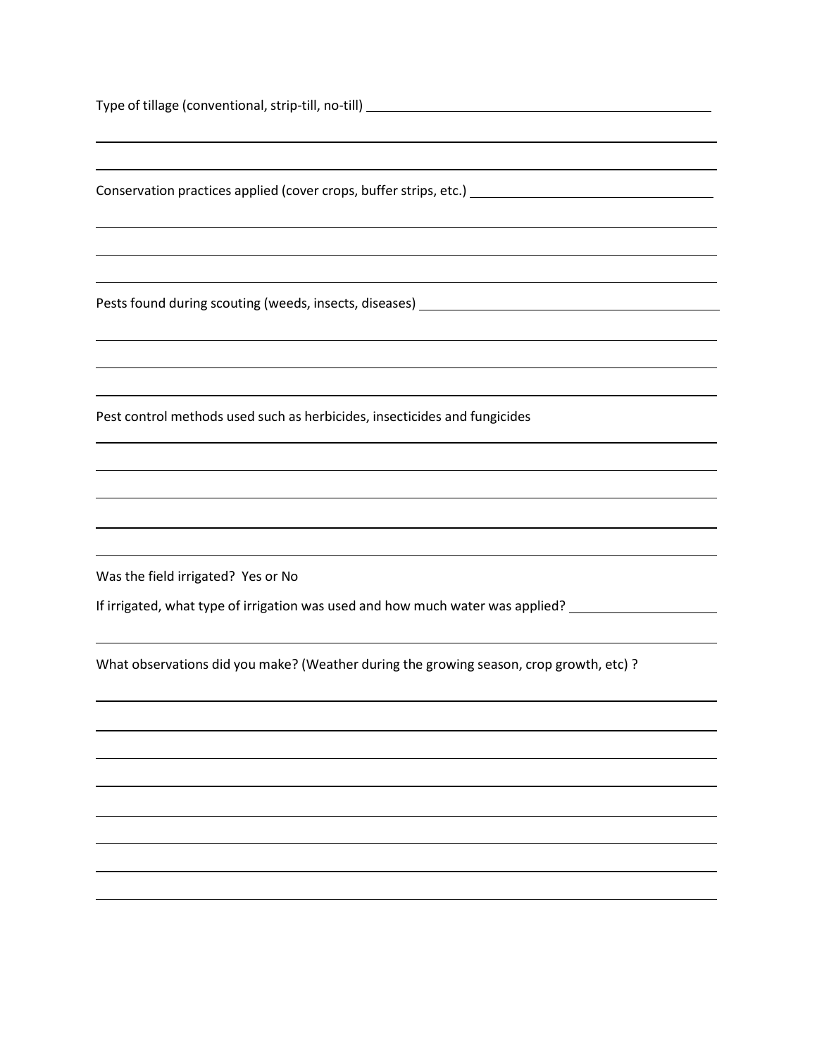Type of tillage (conventional, strip-till, no-till) \_\_\_\_\_\_\_\_\_\_\_\_\_\_\_\_\_\_\_\_\_\_\_\_\_\_\_\_\_\_\_\_\_\_\_\_\_\_\_\_

\_\_\_\_\_\_\_\_\_\_\_\_\_\_\_\_\_\_\_\_\_\_\_\_\_\_\_\_\_\_\_\_\_\_\_\_\_\_\_\_\_\_\_\_\_\_\_\_\_\_\_\_\_\_\_\_\_\_\_\_\_\_\_\_\_\_\_\_\_\_\_\_\_\_\_\_

\_\_\_\_\_\_\_\_\_\_\_\_\_\_\_\_\_\_\_\_\_\_\_\_\_\_\_\_\_\_\_\_\_\_\_\_\_\_\_\_\_\_\_\_\_\_\_\_\_\_\_\_\_\_\_\_\_\_\_\_\_\_\_\_\_\_\_\_\_\_\_\_\_\_\_\_

Conservation practices applied (cover crops, buffer strips, etc.) \_\_\_\_\_\_\_\_\_\_\_\_\_\_\_\_\_\_\_\_\_\_\_\_\_\_\_\_\_\_

\_\_\_\_\_\_\_\_\_\_\_\_\_\_\_\_\_\_\_\_\_\_\_\_\_\_\_\_\_\_\_\_\_\_\_\_\_\_\_\_\_\_\_\_\_\_\_\_\_\_\_\_\_\_\_\_\_\_\_\_\_\_\_\_\_\_\_\_\_\_\_\_\_\_\_\_

\_\_\_\_\_\_\_\_\_\_\_\_\_\_\_\_\_\_\_\_\_\_\_\_\_\_\_\_\_\_\_\_\_\_\_\_\_\_\_\_\_\_\_\_\_\_\_\_\_\_\_\_\_\_\_\_\_\_\_\_\_\_\_\_\_\_\_\_\_\_\_\_\_\_\_\_

\_\_\_\_\_\_\_\_\_\_\_\_\_\_\_\_\_\_\_\_\_\_\_\_\_\_\_\_\_\_\_\_\_\_\_\_\_\_\_\_\_\_\_\_\_\_\_\_\_\_\_\_\_\_\_\_\_\_\_\_\_\_\_\_\_\_\_\_\_\_\_\_\_\_\_\_

Pests found during scouting (weeds, insects, diseases) \_\_\_\_\_\_\_\_\_\_\_\_\_\_\_\_\_\_\_\_\_\_\_\_\_\_\_\_\_\_\_\_\_\_\_\_

\_\_\_\_\_\_\_\_\_\_\_\_\_\_\_\_\_\_\_\_\_\_\_\_\_\_\_\_\_\_\_\_\_\_\_\_\_\_\_\_\_\_\_\_\_\_\_\_\_\_\_\_\_\_\_\_\_\_\_\_\_\_\_\_\_\_\_\_\_\_\_\_\_\_\_\_

\_\_\_\_\_\_\_\_\_\_\_\_\_\_\_\_\_\_\_\_\_\_\_\_\_\_\_\_\_\_\_\_\_\_\_\_\_\_\_\_\_\_\_\_\_\_\_\_\_\_\_\_\_\_\_\_\_\_\_\_\_\_\_\_\_\_\_\_\_\_\_\_\_\_\_\_

\_\_\_\_\_\_\_\_\_\_\_\_\_\_\_\_\_\_\_\_\_\_\_\_\_\_\_\_\_\_\_\_\_\_\_\_\_\_\_\_\_\_\_\_\_\_\_\_\_\_\_\_\_\_\_\_\_\_\_\_\_\_\_\_\_\_\_\_\_\_\_\_\_\_\_\_

Pest control methods used such as herbicides, insecticides and fungicides

\_\_\_\_\_\_\_\_\_\_\_\_\_\_\_\_\_\_\_\_\_\_\_\_\_\_\_\_\_\_\_\_\_\_\_\_\_\_\_\_\_\_\_\_\_\_\_\_\_\_\_\_\_\_\_\_\_\_\_\_\_\_\_\_\_\_\_\_\_\_\_\_\_\_\_\_

\_\_\_\_\_\_\_\_\_\_\_\_\_\_\_\_\_\_\_\_\_\_\_\_\_\_\_\_\_\_\_\_\_\_\_\_\_\_\_\_\_\_\_\_\_\_\_\_\_\_\_\_\_\_\_\_\_\_\_\_\_\_\_\_\_\_\_\_\_\_\_\_\_\_\_\_

\_\_\_\_\_\_\_\_\_\_\_\_\_\_\_\_\_\_\_\_\_\_\_\_\_\_\_\_\_\_\_\_\_\_\_\_\_\_\_\_\_\_\_\_\_\_\_\_\_\_\_\_\_\_\_\_\_\_\_\_\_\_\_\_\_\_\_\_\_\_\_\_\_\_\_\_

\_\_\_\_\_\_\_\_\_\_\_\_\_\_\_\_\_\_\_\_\_\_\_\_\_\_\_\_\_\_\_\_\_\_\_\_\_\_\_\_\_\_\_\_\_\_\_\_\_\_\_\_\_\_\_\_\_\_\_\_\_\_\_\_\_\_\_\_\_\_\_\_\_\_\_\_

\_\_\_\_\_\_\_\_\_\_\_\_\_\_\_\_\_\_\_\_\_\_\_\_\_\_\_\_\_\_\_\_\_\_\_\_\_\_\_\_\_\_\_\_\_\_\_\_\_\_\_\_\_\_\_\_\_\_\_\_\_\_\_\_\_\_\_\_\_\_\_\_\_\_\_\_

Was the field irrigated? Yes or No

If irrigated, what type of irrigation was used and how much water was applied? \_\_\_\_\_\_\_\_\_\_\_\_\_\_\_\_\_\_

\_\_\_\_\_\_\_\_\_\_\_\_\_\_\_\_\_\_\_\_\_\_\_\_\_\_\_\_\_\_\_\_\_\_\_\_\_\_\_\_\_\_\_\_\_\_\_\_\_\_\_\_\_\_\_\_\_\_\_\_\_\_\_\_\_\_\_\_\_\_\_\_\_\_\_\_

What observations did you make? (Weather during the growing season, crop growth, etc) ?

\_\_\_\_\_\_\_\_\_\_\_\_\_\_\_\_\_\_\_\_\_\_\_\_\_\_\_\_\_\_\_\_\_\_\_\_\_\_\_\_\_\_\_\_\_\_\_\_\_\_\_\_\_\_\_\_\_\_\_\_\_\_\_\_\_\_\_\_\_\_\_\_\_\_\_\_

\_\_\_\_\_\_\_\_\_\_\_\_\_\_\_\_\_\_\_\_\_\_\_\_\_\_\_\_\_\_\_\_\_\_\_\_\_\_\_\_\_\_\_\_\_\_\_\_\_\_\_\_\_\_\_\_\_\_\_\_\_\_\_\_\_\_\_\_\_\_\_\_\_\_\_\_

\_\_\_\_\_\_\_\_\_\_\_\_\_\_\_\_\_\_\_\_\_\_\_\_\_\_\_\_\_\_\_\_\_\_\_\_\_\_\_\_\_\_\_\_\_\_\_\_\_\_\_\_\_\_\_\_\_\_\_\_\_\_\_\_\_\_\_\_\_\_\_\_\_\_\_\_

\_\_\_\_\_\_\_\_\_\_\_\_\_\_\_\_\_\_\_\_\_\_\_\_\_\_\_\_\_\_\_\_\_\_\_\_\_\_\_\_\_\_\_\_\_\_\_\_\_\_\_\_\_\_\_\_\_\_\_\_\_\_\_\_\_\_\_\_\_\_\_\_\_\_\_\_

\_\_\_\_\_\_\_\_\_\_\_\_\_\_\_\_\_\_\_\_\_\_\_\_\_\_\_\_\_\_\_\_\_\_\_\_\_\_\_\_\_\_\_\_\_\_\_\_\_\_\_\_\_\_\_\_\_\_\_\_\_\_\_\_\_\_\_\_\_\_\_\_\_\_\_\_

\_\_\_\_\_\_\_\_\_\_\_\_\_\_\_\_\_\_\_\_\_\_\_\_\_\_\_\_\_\_\_\_\_\_\_\_\_\_\_\_\_\_\_\_\_\_\_\_\_\_\_\_\_\_\_\_\_\_\_\_\_\_\_\_\_\_\_\_\_\_\_\_\_\_\_\_

\_\_\_\_\_\_\_\_\_\_\_\_\_\_\_\_\_\_\_\_\_\_\_\_\_\_\_\_\_\_\_\_\_\_\_\_\_\_\_\_\_\_\_\_\_\_\_\_\_\_\_\_\_\_\_\_\_\_\_\_\_\_\_\_\_\_\_\_\_\_\_\_\_\_\_\_

\_\_\_\_\_\_\_\_\_\_\_\_\_\_\_\_\_\_\_\_\_\_\_\_\_\_\_\_\_\_\_\_\_\_\_\_\_\_\_\_\_\_\_\_\_\_\_\_\_\_\_\_\_\_\_\_\_\_\_\_\_\_\_\_\_\_\_\_\_\_\_\_\_\_\_\_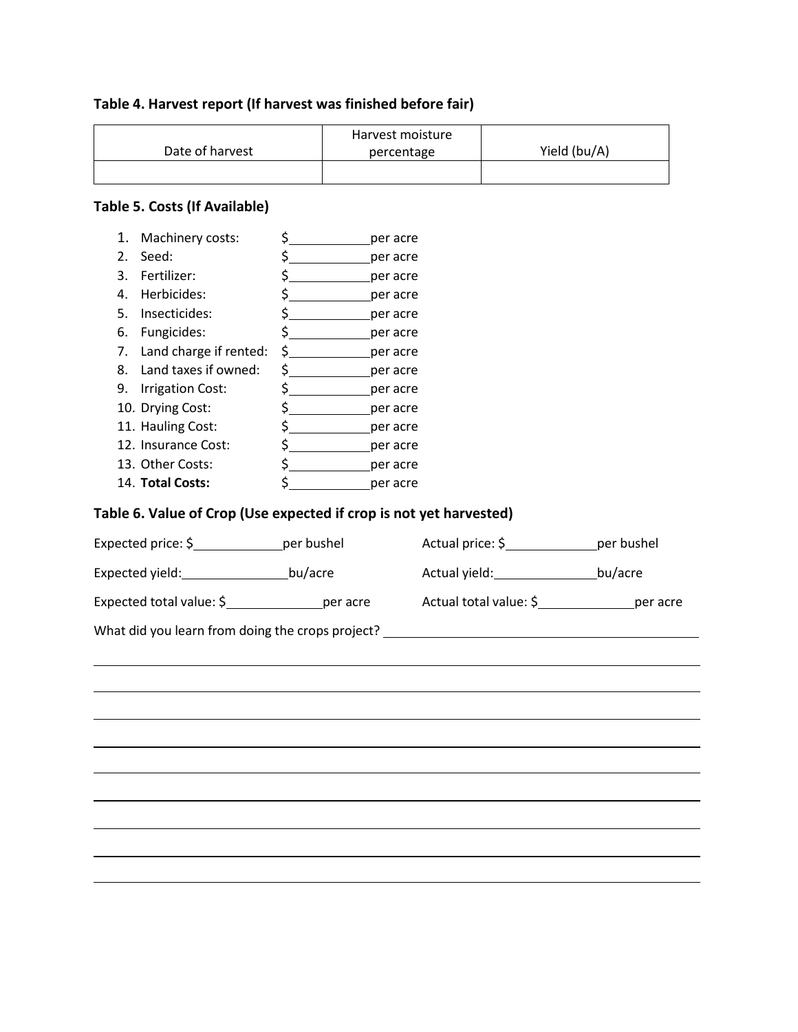**Table 4. Harvest report (If harvest was finished before fair)**

| Date of harvest | Harvest moisture percentage | Yield (bu/A) |
|---|---|---|
| | | |

**Table 5. Costs (If Available)**

1. Machinery costs: $__________ per acre
2. Seed: $__________ per acre
3. Fertilizer: $__________ per acre
4. Herbicides: $__________ per acre
5. Insecticides: $__________ per acre
6. Fungicides: $__________ per acre
7. Land charge if rented: $__________ per acre
8. Land taxes if owned: $__________ per acre
9. Irrigation Cost: $__________ per acre
10. Drying Cost: $__________ per acre
11. Hauling Cost: $__________ per acre
12. Insurance Cost: $__________ per acre
13. Other Costs: $__________ per acre
14. **Total Costs:** $__________ per acre

**Table 6. Value of Crop (Use expected if crop is not yet harvested)**

Expected price: $__________ per bushel    Actual price: $__________ per bushel

Expected yield: __________ bu/acre    Actual yield: __________ bu/acre

Expected total value: $__________ per acre    Actual total value: $__________ per acre

What did you learn from doing the crops project? ______________________________

______________________________________________________________________

______________________________________________________________________

______________________________________________________________________

______________________________________________________________________

______________________________________________________________________

______________________________________________________________________

______________________________________________________________________

______________________________________________________________________

______________________________________________________________________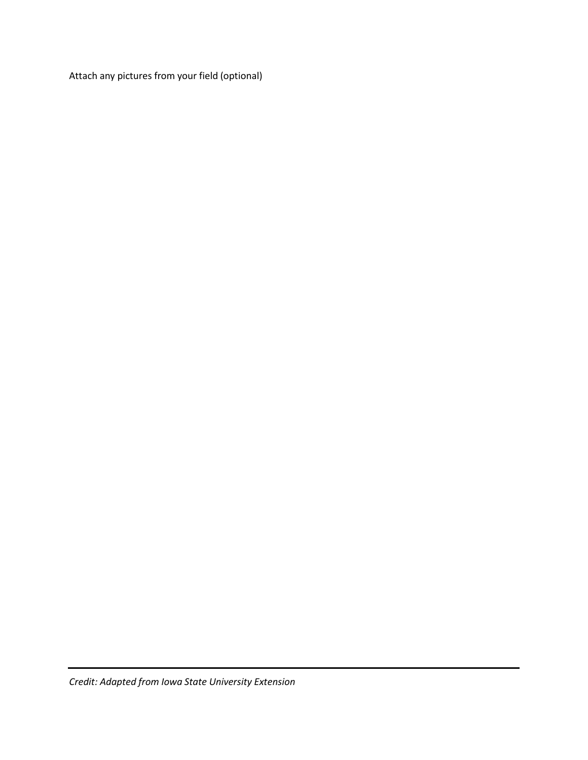Attach any pictures from your field (optional)

---

*Credit: Adapted from Iowa State University Extension*